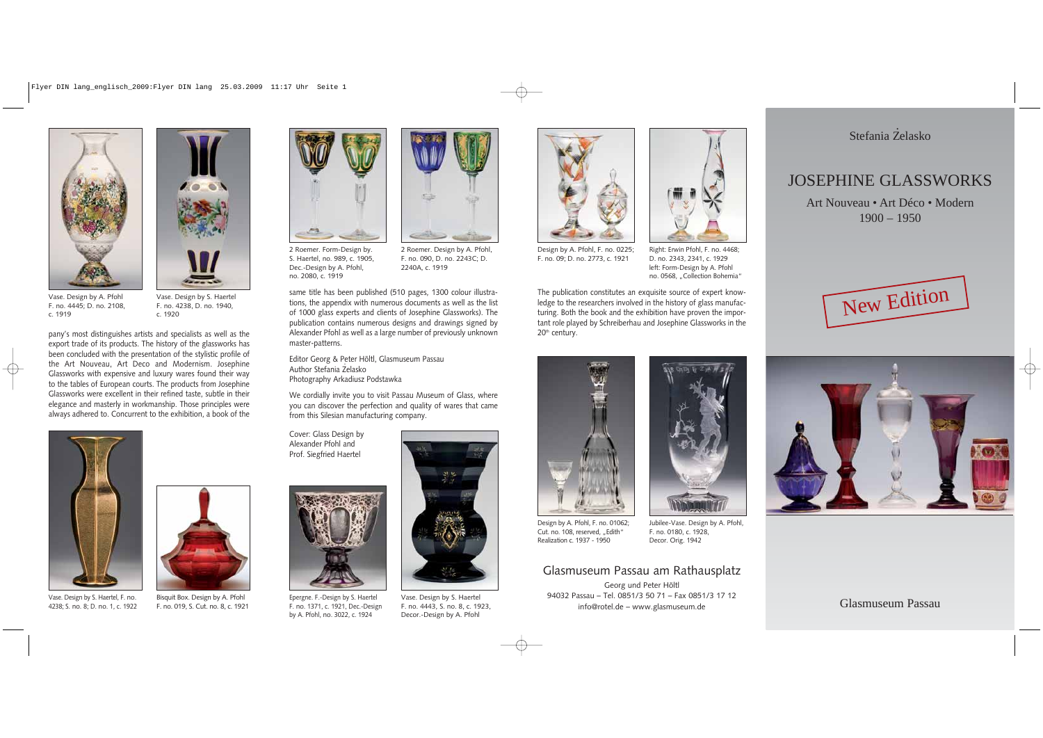# Stefania Żelasko

## JOSEPHINE GLASSWORKS

Art Nouveau • Art Déco • Modern
1900 – 1950

New Edition

Glasmuseum Passau

Vase. Design by A. Pfohl
F. no. 4445; D. no. 2108,
c. 1919

Vase. Design by S. Haertel
F. no. 4238, D. no. 1940,
c. 1920

pany's most distinguishes artists and specialists as well as the export trade of its products. The history of the glassworks has been concluded with the presentation of the stylistic profile of the Art Nouveau, Art Deco and Modernism. Josephine Glassworks with expensive and luxury wares found their way to the tables of European courts. The products from Josephine Glassworks were excellent in their refined taste, subtle in their elegance and masterly in workmanship. Those principles were always adhered to. Concurrent to the exhibition, a book of the same title has been published (510 pages, 1300 colour illustrations, the appendix with numerous documents as well as the list of 1000 glass experts and clients of Josephine Glassworks). The publication contains numerous designs and drawings signed by Alexander Pfohl as well as a large number of previously unknown master-patterns.

Vase. Design by S. Haertel, F. no. 4238; S. no. 8; D. no. 1, c. 1922

Bisquit Box. Design by A. Pfohl
F. no. 019, S. Cut. no. 8, c. 1921

2 Roemer. Form-Design by.
S. Haertel, no. 989, c. 1905,
Dec.-Design by A. Pfohl,
no. 2080, c. 1919

2 Roemer. Design by A. Pfohl,
F. no. 090, D. no. 2243C; D.
2240A, c. 1919

Editor Georg & Peter Höltl, Glasmuseum Passau
Author Stefania Żelasko
Photography Arkadiusz Podstawka

We cordially invite you to visit Passau Museum of Glass, where you can discover the perfection and quality of wares that came from this Silesian manufacturing company.

Cover: Glass Design by
Alexander Pfohl and
Prof. Siegfried Haertel

Epergne. F.-Design by S. Haertel
F. no. 1371, c. 1921, Dec.-Design
by A. Pfohl, no. 3022, c. 1924

Vase. Design by S. Haertel
F. no. 4443, S. no. 8, c. 1923,
Decor.-Design by A. Pfohl

Design by A. Pfohl, F. no. 0225;
F. no. 09; D. no. 2773, c. 1921

Right: Erwin Pfohl, F. no. 4468;
D. no. 2343, 2341, c. 1929
left: Form-Design by A. Pfohl
no. 0568, „Collection Bohemia"

The publication constitutes an exquisite source of expert knowledge to the researchers involved in the history of glass manufacturing. Both the book and the exhibition have proven the important role played by Schreiberhau and Josephine Glassworks in the 20th century.

Design by A. Pfohl, F. no. 01062;
Cut. no. 108, reserved, „Edith"
Realization c. 1937 - 1950

Jubilee-Vase. Design by A. Pfohl,
F. no. 0180, c. 1928,
Decor. Orig. 1942

## Glasmuseum Passau am Rathausplatz

Georg und Peter Höltl
94032 Passau – Tel. 0851/3 50 71 – Fax 0851/3 17 12
info@rotel.de – www.glasmuseum.de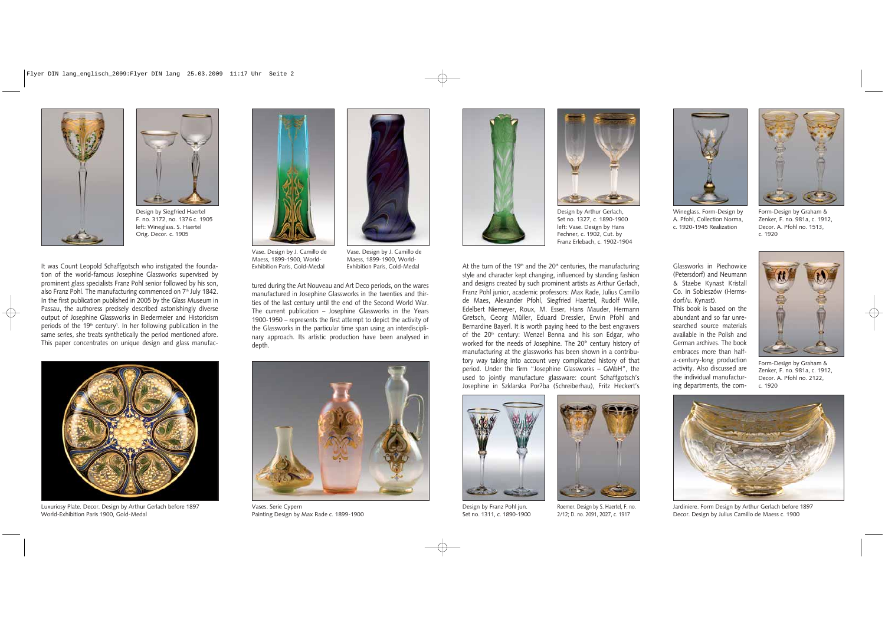Design by Siegfried Haertel
F. no. 3172, no. 1376 c. 1905
left: Wineglass. S. Haertel
Orig. Decor. c. 1905

It was Count Leopold Schaffgotsch who instigated the foundation of the world-famous Josephine Glassworks supervised by prominent glass specialists Franz Pohl senior followed by his son, also Franz Pohl. The manufacturing commenced on 7th July 1842. In the first publication published in 2005 by the Glass Museum in Passau, the authoress precisely described astonishingly diverse output of Josephine Glassworks in Biedermeier and Historicism periods of the 19th century[1]. In her following publication in the same series, she treats synthetically the period mentioned afore. This paper concentrates on unique design and glass manufactured during the Art Nouveau and Art Deco periods, on the wares manufactured in Josephine Glassworks in the twenties and thirties of the last century until the end of the Second World War. The current publication – Josephine Glassworks in the Years 1900-1950 – represents the first attempt to depict the activity of the Glassworks in the particular time span using an interdisciplinary approach. Its artistic production have been analysed in depth.

Luxuriosy Plate. Decor. Design by Arthur Gerlach before 1897
World-Exhibition Paris 1900, Gold-Medal

Vase. Design by J. Camillo de Maess, 1899-1900, World-Exhibition Paris, Gold-Medal

Vase. Design by J. Camillo de Maess, 1899-1900, World-Exhibition Paris, Gold-Medal

Vases. Serie Cypern
Painting Design by Max Rade c. 1899-1900

Design by Arthur Gerlach,
Set no. 1327, c. 1890-1900
left: Vase. Design by Hans Fechner, c. 1902, Cut. by Franz Erlebach, c. 1902-1904

At the turn of the 19th and the 20th centuries, the manufacturing style and character kept changing, influenced by standing fashion and designs created by such prominent artists as Arthur Gerlach, Franz Pohl junior, academic professors: Max Rade, Julius Camillo de Maes, Alexander Pfohl, Siegfried Haertel, Rudolf Wille, Edelbert Niemeyer, Roux, M. Esser, Hans Mauder, Hermann Gretsch, Georg Müller, Eduard Dressler, Erwin Pfohl and Bernardine Bayerl. It is worth paying heed to the best engravers of the 20th century: Wenzel Benna and his son Edgar, who worked for the needs of Josephine. The 20th century history of manufacturing at the glassworks has been shown in a contributory way taking into account very complicated history of that period. Under the firm "Josephine Glassworks – GMbH", the used to jointly manufacture glassware: count Schaffgotsch's Josephine in Szklarska Por?ba (Schreiberhau), Fritz Heckert's Glassworks in Piechowice (Petersdorf) and Neumann & Staebe Kynast Kristall Co. in Sobieszów (Hermsdorf/u. Kynast).

This book is based on the abundant and so far unresearched source materials available in the Polish and German archives. The book embraces more than half-a-century-long production activity. Also discussed are the individual manufacturing departments, the com-

Design by Franz Pohl jun.
Set no. 1311, c. 1890-1900

Roemer. Design by S. Haertel, F. no. 2/12; D. no. 2091, 2027, c. 1917

Wineglass. Form-Design by A. Pfohl, Collection Norma, c. 1920-1945 Realization

Form-Design by Graham & Zenker, F. no. 981a, c. 1912, Decor. A. Pfohl no. 1513, c. 1920

Form-Design by Graham & Zenker, F. no. 981a, c. 1912, Decor. A. Pfohl no. 2122, c. 1920

Jardiniere. Form Design by Arthur Gerlach before 1897
Decor. Design by Julius Camillo de Maess c. 1900